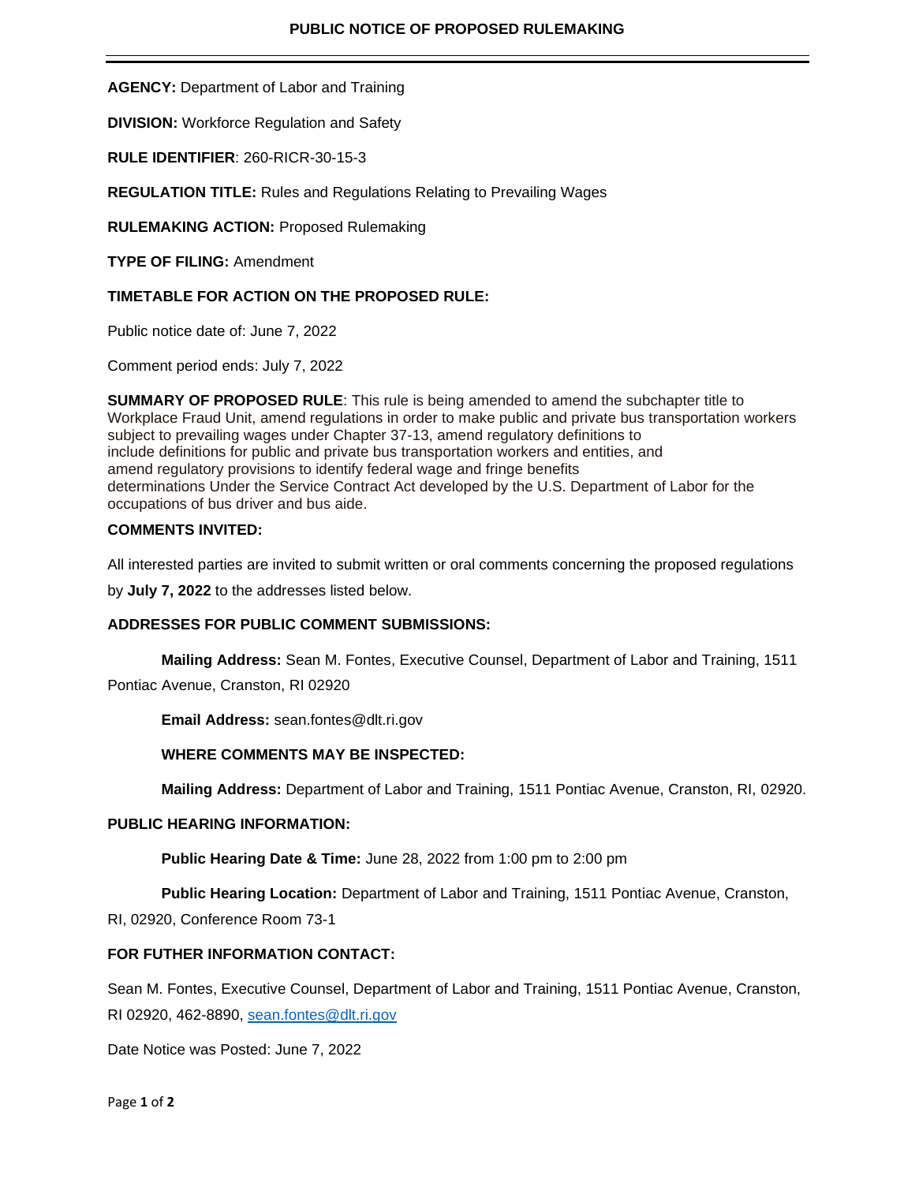# PUBLIC NOTICE OF PROPOSED RULEMAKING

**AGENCY:** Department of Labor and Training

**DIVISION:** Workforce Regulation and Safety

**RULE IDENTIFIER**: 260-RICR-30-15-3

**REGULATION TITLE:** Rules and Regulations Relating to Prevailing Wages

**RULEMAKING ACTION:** Proposed Rulemaking

**TYPE OF FILING:** Amendment

**TIMETABLE FOR ACTION ON THE PROPOSED RULE:**

Public notice date of: June 7, 2022

Comment period ends: July 7, 2022

**SUMMARY OF PROPOSED RULE**: This rule is being amended to amend the subchapter title to Workplace Fraud Unit, amend regulations in order to make public and private bus transportation workers subject to prevailing wages under Chapter 37-13, amend regulatory definitions to include definitions for public and private bus transportation workers and entities, and amend regulatory provisions to identify federal wage and fringe benefits determinations Under the Service Contract Act developed by the U.S. Department of Labor for the occupations of bus driver and bus aide.

**COMMENTS INVITED:**

All interested parties are invited to submit written or oral comments concerning the proposed regulations by **July 7, 2022** to the addresses listed below.

**ADDRESSES FOR PUBLIC COMMENT SUBMISSIONS:**

**Mailing Address:** Sean M. Fontes, Executive Counsel, Department of Labor and Training, 1511 Pontiac Avenue, Cranston, RI 02920

**Email Address:** sean.fontes@dlt.ri.gov

**WHERE COMMENTS MAY BE INSPECTED:**

**Mailing Address:** Department of Labor and Training, 1511 Pontiac Avenue, Cranston, RI, 02920.

**PUBLIC HEARING INFORMATION:**

**Public Hearing Date & Time:** June 28, 2022 from 1:00 pm to 2:00 pm

**Public Hearing Location:** Department of Labor and Training, 1511 Pontiac Avenue, Cranston, RI, 02920, Conference Room 73-1

**FOR FUTHER INFORMATION CONTACT:**

Sean M. Fontes, Executive Counsel, Department of Labor and Training, 1511 Pontiac Avenue, Cranston, RI 02920, 462-8890, sean.fontes@dlt.ri.gov

Date Notice was Posted: June 7, 2022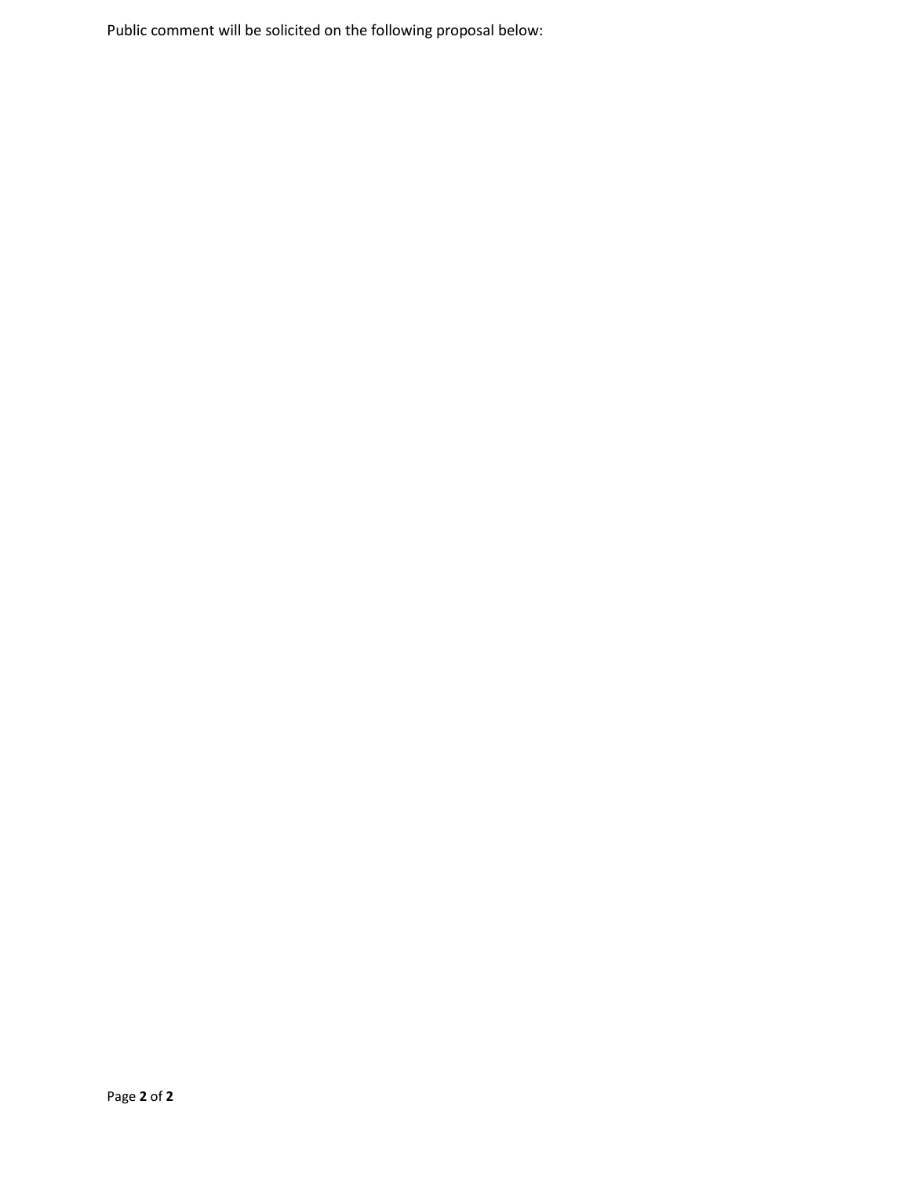Public comment will be solicited on the following proposal below: